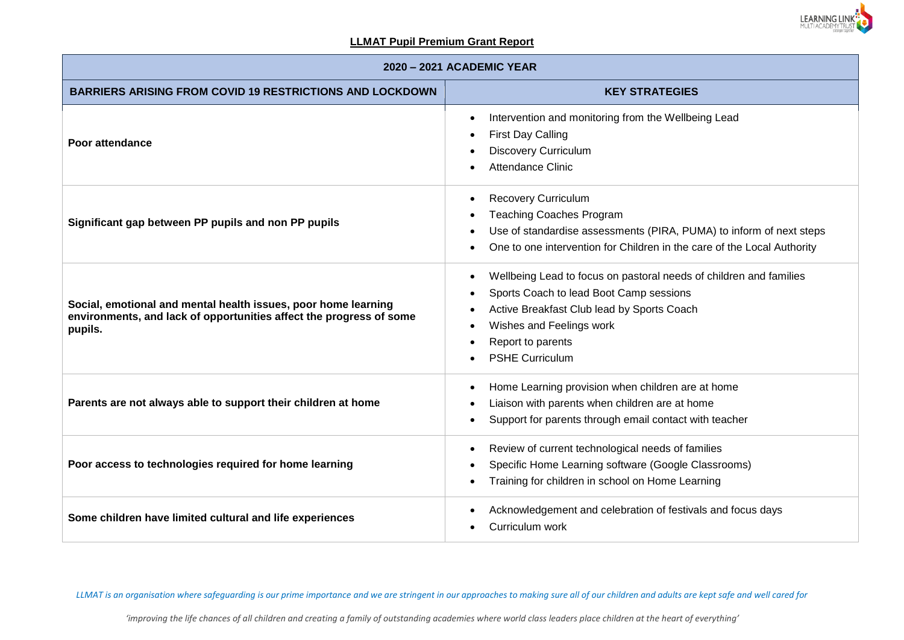**LLMAT Pupil Premium Grant Report**

| 2020 – 2021 ACADEMIC YEAR | |
|---|---|
| **BARRIERS ARISING FROM COVID 19 RESTRICTIONS AND LOCKDOWN** | **KEY STRATEGIES** |
| **Poor attendance** | • Intervention and monitoring from the Wellbeing Lead<br>• First Day Calling<br>• Discovery Curriculum<br>• Attendance Clinic |
| **Significant gap between PP pupils and non PP pupils** | • Recovery Curriculum<br>• Teaching Coaches Program<br>• Use of standardise assessments (PIRA, PUMA) to inform of next steps<br>• One to one intervention for Children in the care of the Local Authority |
| **Social, emotional and mental health issues, poor home learning environments, and lack of opportunities affect the progress of some pupils.** | • Wellbeing Lead to focus on pastoral needs of children and families<br>• Sports Coach to lead Boot Camp sessions<br>• Active Breakfast Club lead by Sports Coach<br>• Wishes and Feelings work<br>• Report to parents<br>• PSHE Curriculum |
| **Parents are not always able to support their children at home** | • Home Learning provision when children are at home<br>• Liaison with parents when children are at home<br>• Support for parents through email contact with teacher |
| **Poor access to technologies required for home learning** | • Review of current technological needs of families<br>• Specific Home Learning software (Google Classrooms)<br>• Training for children in school on Home Learning |
| **Some children have limited cultural and life experiences** | • Acknowledgement and celebration of festivals and focus days<br>• Curriculum work |

*LLMAT is an organisation where safeguarding is our prime importance and we are stringent in our approaches to making sure all of our children and adults are kept safe and well cared for*

*'improving the life chances of all children and creating a family of outstanding academies where world class leaders place children at the heart of everything'*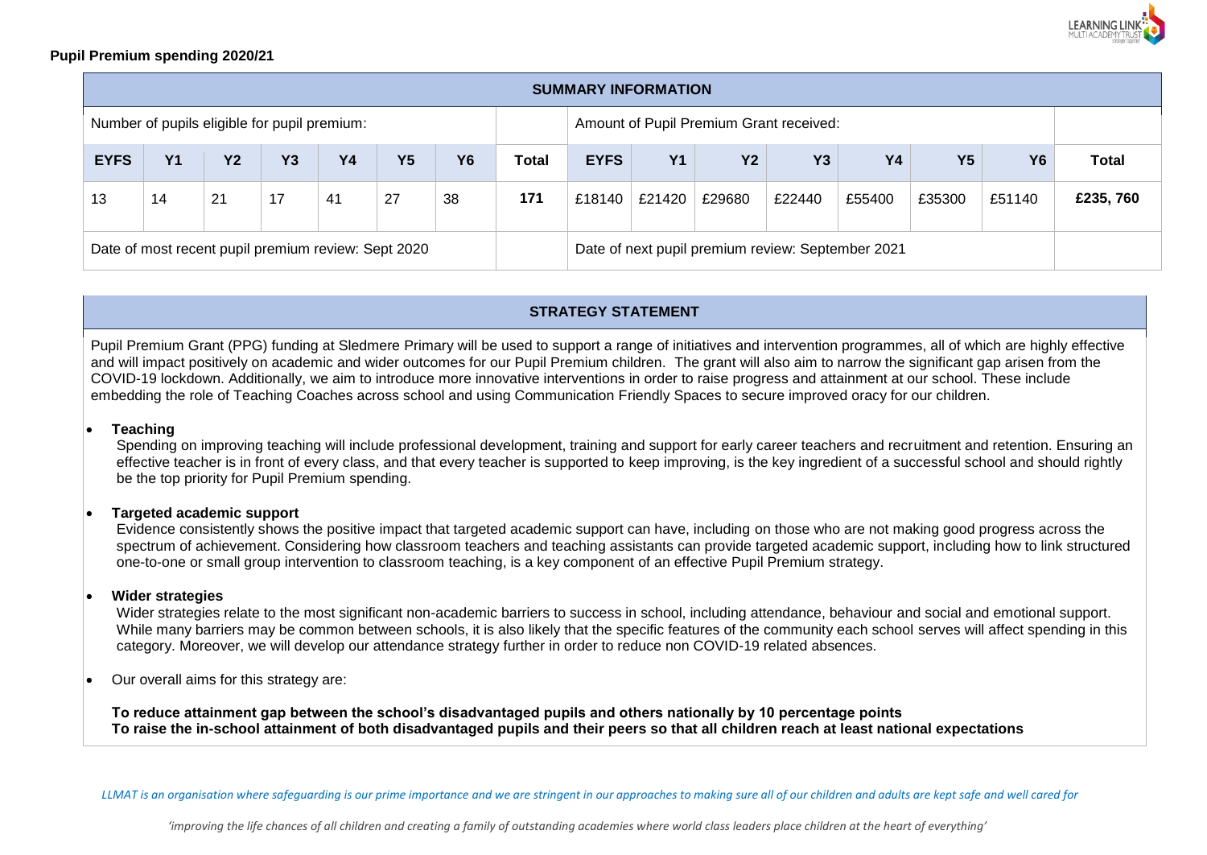**Pupil Premium spending 2020/21**

| SUMMARY INFORMATION | | | | | | | | | | | | | | | |
|---|---|---|---|---|---|---|---|---|---|---|---|---|---|---|---|
| Number of pupils eligible for pupil premium: | | | | | | | | Amount of Pupil Premium Grant received: | | | | | | | |
| EYFS | Y1 | Y2 | Y3 | Y4 | Y5 | Y6 | Total | EYFS | Y1 | Y2 | Y3 | Y4 | Y5 | Y6 | Total |
| 13 | 14 | 21 | 17 | 41 | 27 | 38 | 171 | £18140 | £21420 | £29680 | £22440 | £55400 | £35300 | £51140 | £235, 760 |
| Date of most recent pupil premium review: Sept 2020 | | | | | | | | Date of next pupil premium review: September 2021 | | | | | | | |

## STRATEGY STATEMENT

Pupil Premium Grant (PPG) funding at Sledmere Primary will be used to support a range of initiatives and intervention programmes, all of which are highly effective and will impact positively on academic and wider outcomes for our Pupil Premium children. The grant will also aim to narrow the significant gap arisen from the COVID-19 lockdown. Additionally, we aim to introduce more innovative interventions in order to raise progress and attainment at our school. These include embedding the role of Teaching Coaches across school and using Communication Friendly Spaces to secure improved oracy for our children.

- **Teaching**

  Spending on improving teaching will include professional development, training and support for early career teachers and recruitment and retention. Ensuring an effective teacher is in front of every class, and that every teacher is supported to keep improving, is the key ingredient of a successful school and should rightly be the top priority for Pupil Premium spending.

- **Targeted academic support**

  Evidence consistently shows the positive impact that targeted academic support can have, including on those who are not making good progress across the spectrum of achievement. Considering how classroom teachers and teaching assistants can provide targeted academic support, including how to link structured one-to-one or small group intervention to classroom teaching, is a key component of an effective Pupil Premium strategy.

- **Wider strategies**

  Wider strategies relate to the most significant non-academic barriers to success in school, including attendance, behaviour and social and emotional support. While many barriers may be common between schools, it is also likely that the specific features of the community each school serves will affect spending in this category. Moreover, we will develop our attendance strategy further in order to reduce non COVID-19 related absences.

- Our overall aims for this strategy are:

  **To reduce attainment gap between the school's disadvantaged pupils and others nationally by 10 percentage points**
  **To raise the in-school attainment of both disadvantaged pupils and their peers so that all children reach at least national expectations**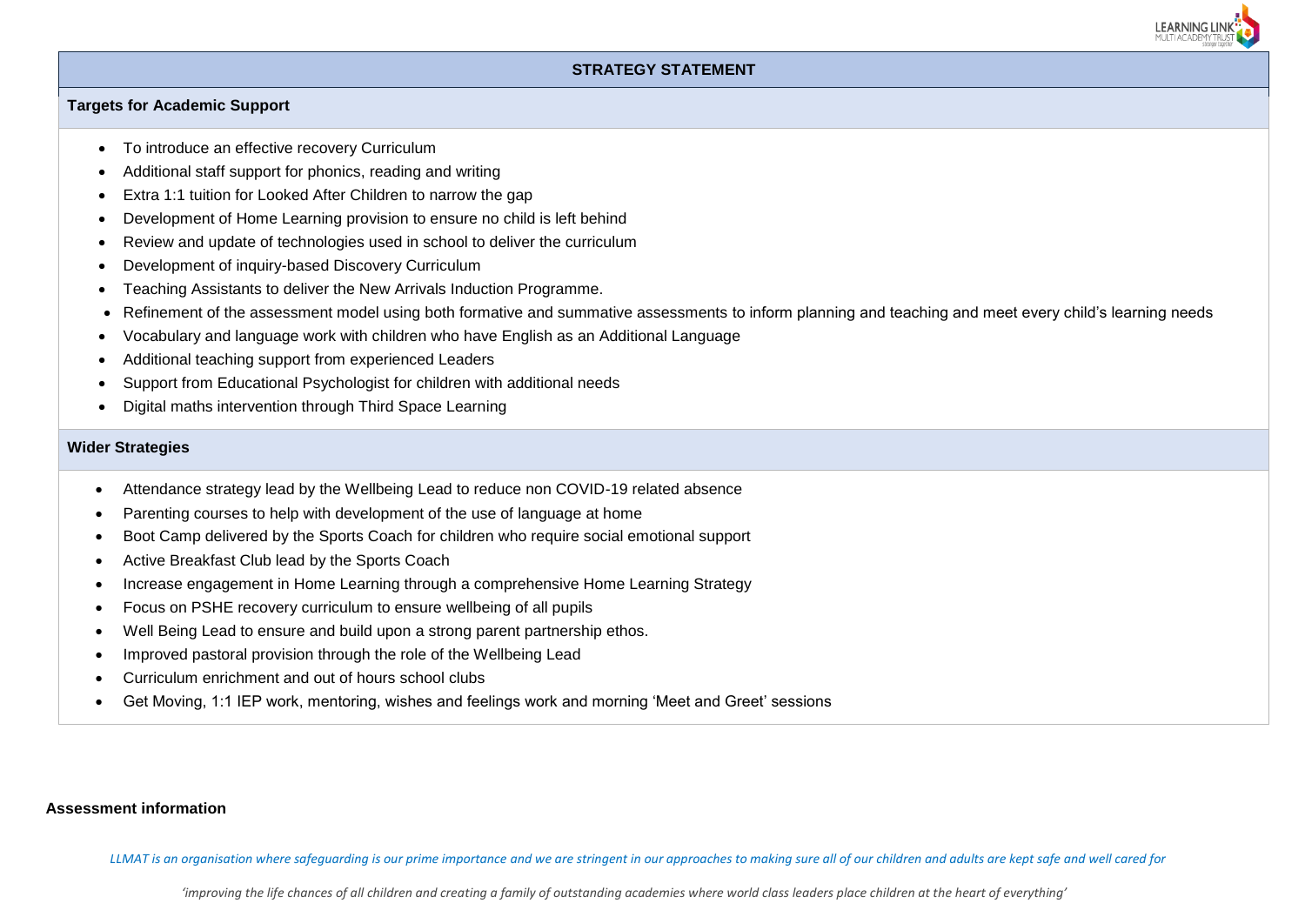## STRATEGY STATEMENT

### Targets for Academic Support

- To introduce an effective recovery Curriculum
- Additional staff support for phonics, reading and writing
- Extra 1:1 tuition for Looked After Children to narrow the gap
- Development of Home Learning provision to ensure no child is left behind
- Review and update of technologies used in school to deliver the curriculum
- Development of inquiry-based Discovery Curriculum
- Teaching Assistants to deliver the New Arrivals Induction Programme.
- Refinement of the assessment model using both formative and summative assessments to inform planning and teaching and meet every child's learning needs
- Vocabulary and language work with children who have English as an Additional Language
- Additional teaching support from experienced Leaders
- Support from Educational Psychologist for children with additional needs
- Digital maths intervention through Third Space Learning

### Wider Strategies

- Attendance strategy lead by the Wellbeing Lead to reduce non COVID-19 related absence
- Parenting courses to help with development of the use of language at home
- Boot Camp delivered by the Sports Coach for children who require social emotional support
- Active Breakfast Club lead by the Sports Coach
- Increase engagement in Home Learning through a comprehensive Home Learning Strategy
- Focus on PSHE recovery curriculum to ensure wellbeing of all pupils
- Well Being Lead to ensure and build upon a strong parent partnership ethos.
- Improved pastoral provision through the role of the Wellbeing Lead
- Curriculum enrichment and out of hours school clubs
- Get Moving, 1:1 IEP work, mentoring, wishes and feelings work and morning 'Meet and Greet' sessions

**Assessment information**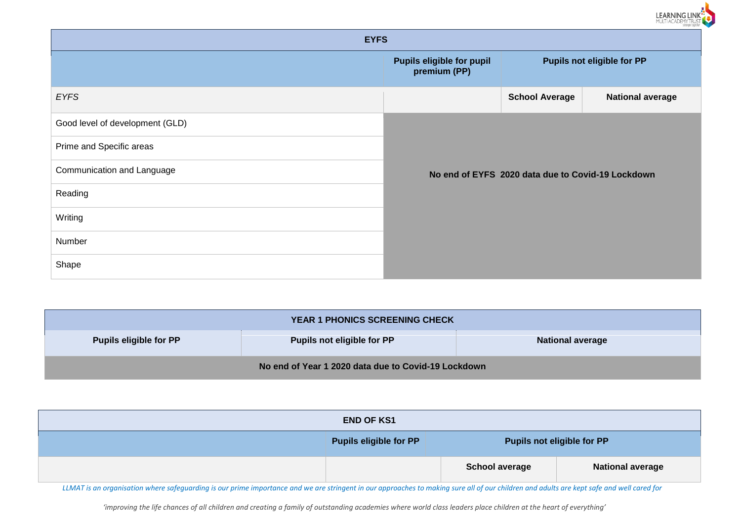| EYFS | | | |
|---|---|---|---|
| | Pupils eligible for pupil premium (PP) | Pupils not eligible for PP | |
| *EYFS* | | School Average | National average |
| Good level of development (GLD) | No end of EYFS 2020 data due to Covid-19 Lockdown | | |
| Prime and Specific areas | | | |
| Communication and Language | | | |
| Reading | | | |
| Writing | | | |
| Number | | | |
| Shape | | | |

| YEAR 1 PHONICS SCREENING CHECK | | |
|---|---|---|
| Pupils eligible for PP | Pupils not eligible for PP | National average |
| No end of Year 1 2020 data due to Covid-19 Lockdown | | |

| END OF KS1 | | | |
|---|---|---|---|
| | Pupils eligible for PP | Pupils not eligible for PP | |
| | | School average | National average |

*LLMAT is an organisation where safeguarding is our prime importance and we are stringent in our approaches to making sure all of our children and adults are kept safe and well cared for*

*'improving the life chances of all children and creating a family of outstanding academies where world class leaders place children at the heart of everything'*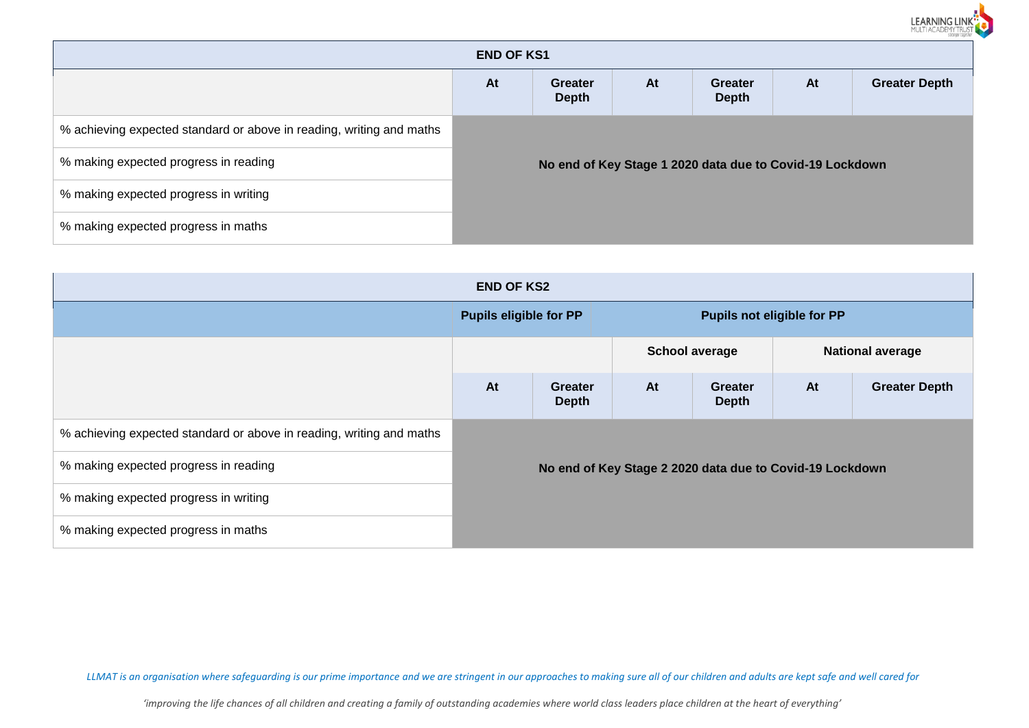| END OF KS1 | | | | | | |
|---|---|---|---|---|---|---|
| | At | Greater Depth | At | Greater Depth | At | Greater Depth |
| % achieving expected standard or above in reading, writing and maths | No end of Key Stage 1 2020 data due to Covid-19 Lockdown | | | | | |
| % making expected progress in reading | | | | | | |
| % making expected progress in writing | | | | | | |
| % making expected progress in maths | | | | | | |

| END OF KS2 | | | | | | |
|---|---|---|---|---|---|---|
| | Pupils eligible for PP | | Pupils not eligible for PP | | | |
| | | | School average | | National average | |
| | At | Greater Depth | At | Greater Depth | At | Greater Depth |
| % achieving expected standard or above in reading, writing and maths | No end of Key Stage 2 2020 data due to Covid-19 Lockdown | | | | | |
| % making expected progress in reading | | | | | | |
| % making expected progress in writing | | | | | | |
| % making expected progress in maths | | | | | | |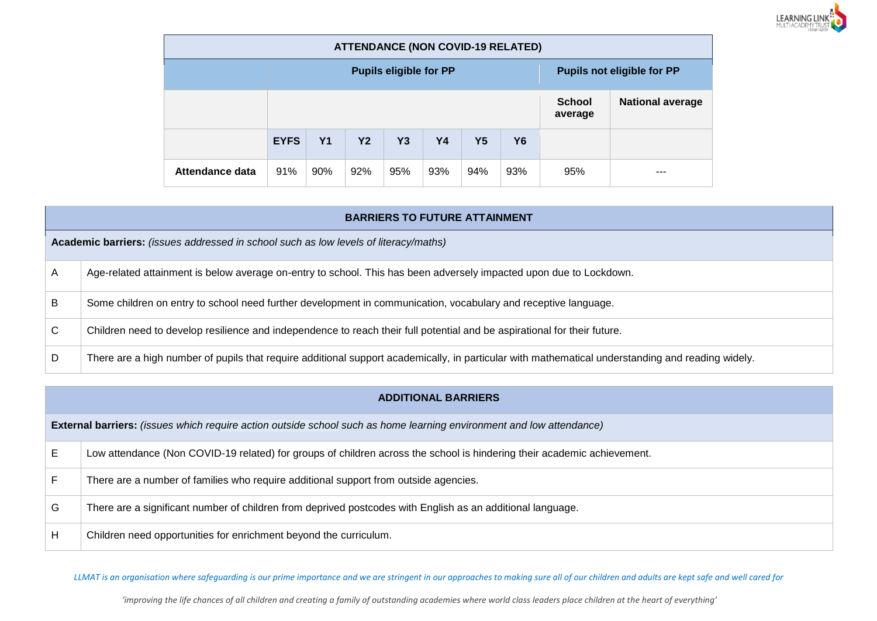| ATTENDANCE (NON COVID-19 RELATED) | | | | | | | | | |
|---|---|---|---|---|---|---|---|---|---|
| | **Pupils eligible for PP** | | | | | | | **Pupils not eligible for PP** | |
| | | | | | | | | **School average** | **National average** |
| | **EYFS** | **Y1** | **Y2** | **Y3** | **Y4** | **Y5** | **Y6** | | |
| **Attendance data** | 91% | 90% | 92% | 95% | 93% | 94% | 93% | 95% | --- |

| BARRIERS TO FUTURE ATTAINMENT | |
|---|---|
| **Academic barriers:** *(issues addressed in school such as low levels of literacy/maths)* | |
| A | Age-related attainment is below average on-entry to school. This has been adversely impacted upon due to Lockdown. |
| B | Some children on entry to school need further development in communication, vocabulary and receptive language. |
| C | Children need to develop resilience and independence to reach their full potential and be aspirational for their future. |
| D | There are a high number of pupils that require additional support academically, in particular with mathematical understanding and reading widely. |

| ADDITIONAL BARRIERS | |
|---|---|
| **External barriers:** *(issues which require action outside school such as home learning environment and low attendance)* | |
| E | Low attendance (Non COVID-19 related) for groups of children across the school is hindering their academic achievement. |
| F | There are a number of families who require additional support from outside agencies. |
| G | There are a significant number of children from deprived postcodes with English as an additional language. |
| H | Children need opportunities for enrichment beyond the curriculum. |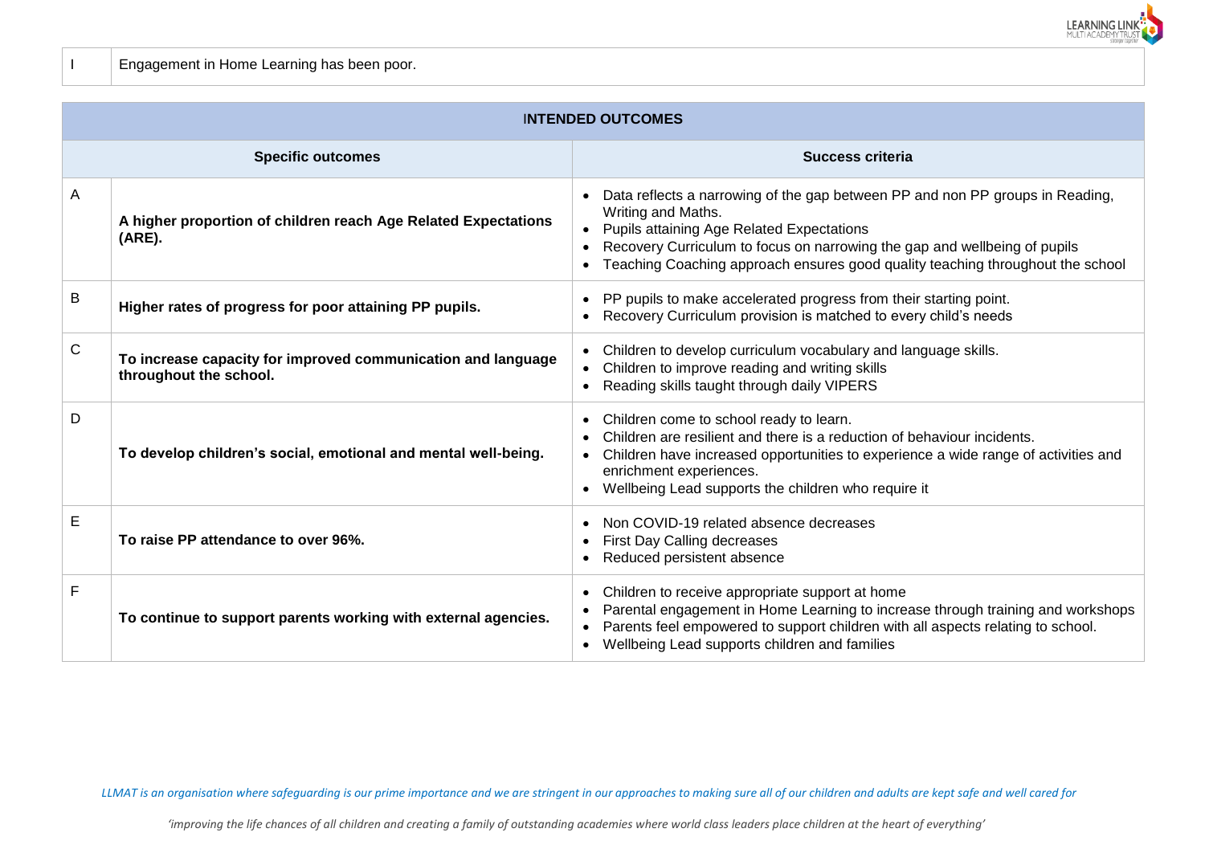| I | Engagement in Home Learning has been poor. |
|---|---|

| INTENDED OUTCOMES | | |
|---|---|---|
| | **Specific outcomes** | **Success criteria** |
| A | **A higher proportion of children reach Age Related Expectations (ARE).** | • Data reflects a narrowing of the gap between PP and non PP groups in Reading, Writing and Maths.<br>• Pupils attaining Age Related Expectations<br>• Recovery Curriculum to focus on narrowing the gap and wellbeing of pupils<br>• Teaching Coaching approach ensures good quality teaching throughout the school |
| B | **Higher rates of progress for poor attaining PP pupils.** | • PP pupils to make accelerated progress from their starting point.<br>• Recovery Curriculum provision is matched to every child's needs |
| C | **To increase capacity for improved communication and language throughout the school.** | • Children to develop curriculum vocabulary and language skills.<br>• Children to improve reading and writing skills<br>• Reading skills taught through daily VIPERS |
| D | **To develop children's social, emotional and mental well-being.** | • Children come to school ready to learn.<br>• Children are resilient and there is a reduction of behaviour incidents.<br>• Children have increased opportunities to experience a wide range of activities and enrichment experiences.<br>• Wellbeing Lead supports the children who require it |
| E | **To raise PP attendance to over 96%.** | • Non COVID-19 related absence decreases<br>• First Day Calling decreases<br>• Reduced persistent absence |
| F | **To continue to support parents working with external agencies.** | • Children to receive appropriate support at home<br>• Parental engagement in Home Learning to increase through training and workshops<br>• Parents feel empowered to support children with all aspects relating to school.<br>• Wellbeing Lead supports children and families |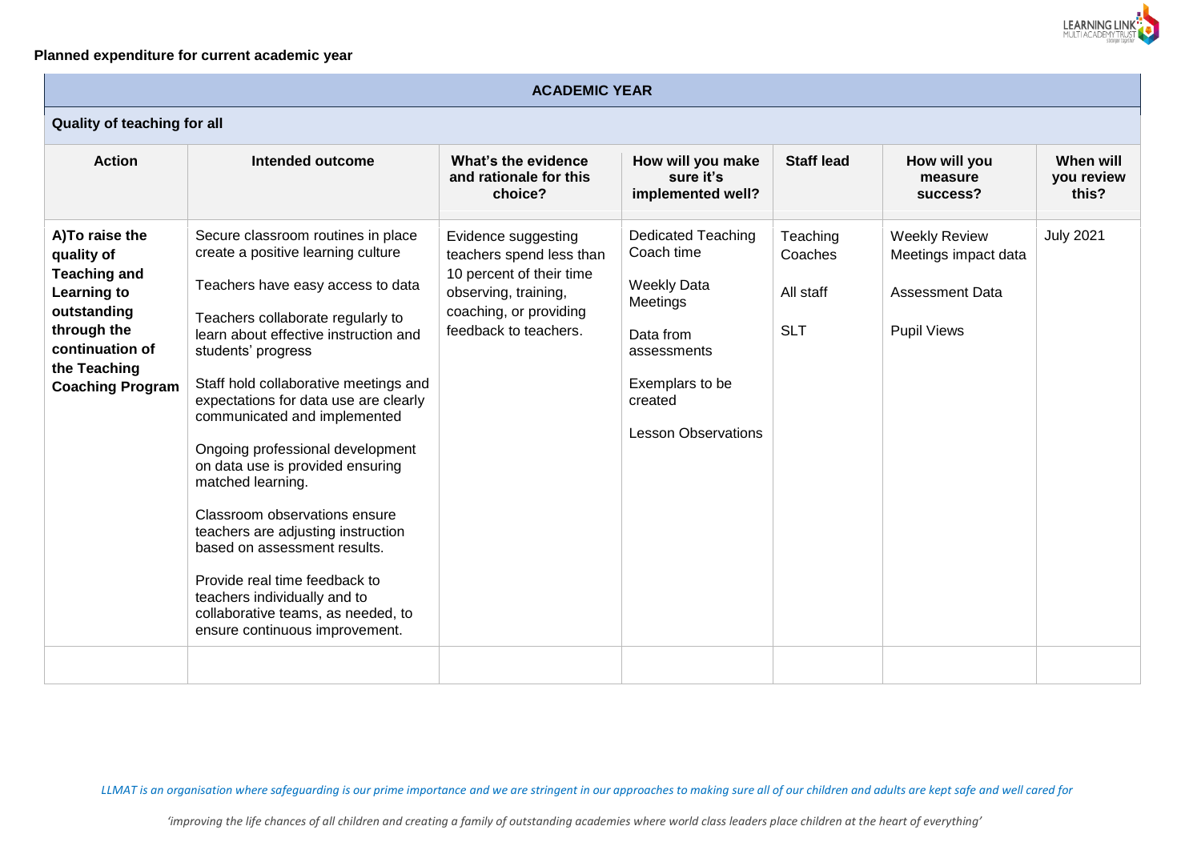**Planned expenditure for current academic year**

| ACADEMIC YEAR | | | | | | |
|---|---|---|---|---|---|---|
| **Quality of teaching for all** | | | | | | |
| **Action** | **Intended outcome** | **What's the evidence and rationale for this choice?** | **How will you make sure it's implemented well?** | **Staff lead** | **How will you measure success?** | **When will you review this?** |
| **A)To raise the quality of Teaching and Learning to outstanding through the continuation of the Teaching Coaching Program** | Secure classroom routines in place create a positive learning culture<br><br>Teachers have easy access to data<br><br>Teachers collaborate regularly to learn about effective instruction and students' progress<br><br>Staff hold collaborative meetings and expectations for data use are clearly communicated and implemented<br><br>Ongoing professional development on data use is provided ensuring matched learning.<br><br>Classroom observations ensure teachers are adjusting instruction based on assessment results.<br><br>Provide real time feedback to teachers individually and to collaborative teams, as needed, to ensure continuous improvement. | Evidence suggesting teachers spend less than 10 percent of their time observing, training, coaching, or providing feedback to teachers. | Dedicated Teaching Coach time<br><br>Weekly Data Meetings<br><br>Data from assessments<br><br>Exemplars to be created<br><br>Lesson Observations | Teaching Coaches<br><br>All staff<br><br>SLT | Weekly Review Meetings impact data<br><br>Assessment Data<br><br>Pupil Views | July 2021 |
| | | | | | | |

*LLMAT is an organisation where safeguarding is our prime importance and we are stringent in our approaches to making sure all of our children and adults are kept safe and well cared for*

*'improving the life chances of all children and creating a family of outstanding academies where world class leaders place children at the heart of everything'*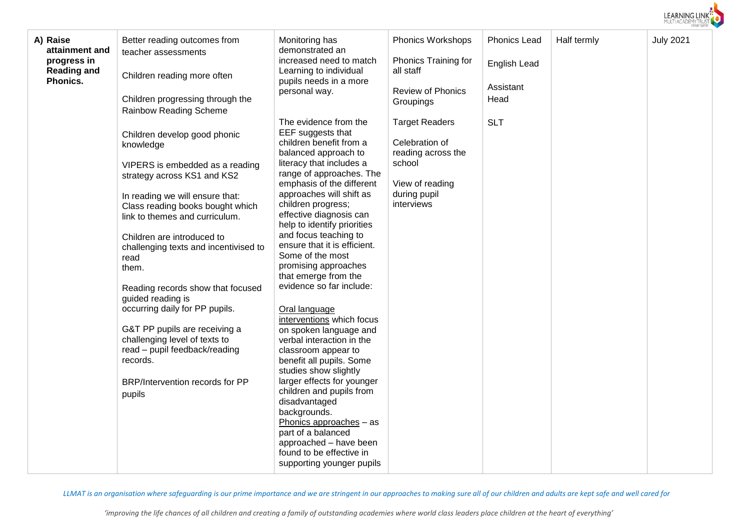| A) Raise attainment and progress in Reading and Phonics. | Better reading outcomes from teacher assessments<br><br>Children reading more often<br><br>Children progressing through the Rainbow Reading Scheme<br><br>Children develop good phonic knowledge<br><br>VIPERS is embedded as a reading strategy across KS1 and KS2<br><br>In reading we will ensure that: Class reading books bought which link to themes and curriculum.<br><br>Children are introduced to challenging texts and incentivised to read them.<br><br>Reading records show that focused guided reading is occurring daily for PP pupils.<br><br>G&T PP pupils are receiving a challenging level of texts to read – pupil feedback/reading records.<br><br>BRP/Intervention records for PP pupils | Monitoring has demonstrated an increased need to match Learning to individual pupils needs in a more personal way.<br><br>The evidence from the EEF suggests that children benefit from a balanced approach to literacy that includes a range of approaches. The emphasis of the different approaches will shift as children progress; effective diagnosis can help to identify priorities and focus teaching to ensure that it is efficient. Some of the most promising approaches that emerge from the evidence so far include:<br><br>Oral language interventions which focus on spoken language and verbal interaction in the classroom appear to benefit all pupils. Some studies show slightly larger effects for younger children and pupils from disadvantaged backgrounds.<br>Phonics approaches – as part of a balanced approached – have been found to be effective in supporting younger pupils | Phonics Workshops<br><br>Phonics Training for all staff<br><br>Review of Phonics Groupings<br><br>Target Readers<br><br>Celebration of reading across the school<br><br>View of reading during pupil interviews | Phonics Lead<br><br>English Lead<br><br>Assistant Head<br><br>SLT | Half termly | July 2021 |
|---|---|---|---|---|---|---|

*LLMAT is an organisation where safeguarding is our prime importance and we are stringent in our approaches to making sure all of our children and adults are kept safe and well cared for*

*'improving the life chances of all children and creating a family of outstanding academies where world class leaders place children at the heart of everything'*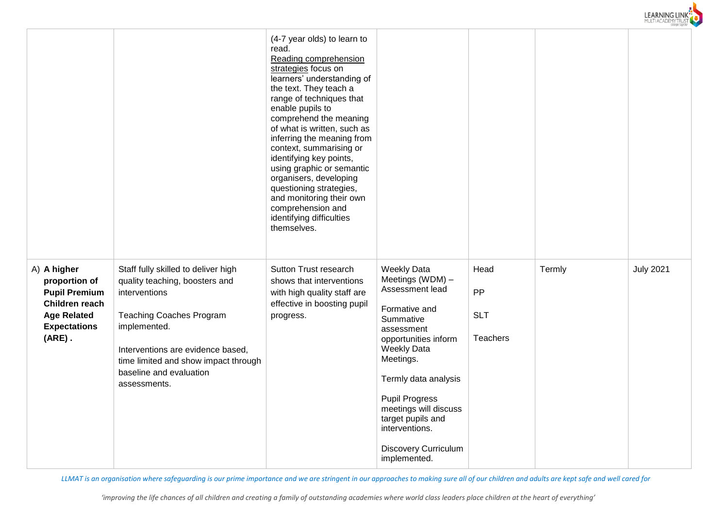| | | | | | | |
|---|---|---|---|---|---|---|
| | | (4-7 year olds) to learn to read.<br>Reading comprehension strategies focus on learners' understanding of the text. They teach a range of techniques that enable pupils to comprehend the meaning of what is written, such as inferring the meaning from context, summarising or identifying key points, using graphic or semantic organisers, developing questioning strategies, and monitoring their own comprehension and identifying difficulties themselves. | | | | |
| A) **A higher proportion of Pupil Premium Children reach Age Related Expectations (ARE) .** | Staff fully skilled to deliver high quality teaching, boosters and interventions<br><br>Teaching Coaches Program implemented.<br><br>Interventions are evidence based, time limited and show impact through baseline and evaluation assessments. | Sutton Trust research shows that interventions with high quality staff are effective in boosting pupil progress. | Weekly Data Meetings (WDM) – Assessment lead<br><br>Formative and Summative assessment opportunities inform Weekly Data Meetings.<br><br>Termly data analysis<br><br>Pupil Progress meetings will discuss target pupils and interventions.<br><br>Discovery Curriculum implemented. | Head<br><br>PP<br><br>SLT<br><br>Teachers | Termly | July 2021 |

*LLMAT is an organisation where safeguarding is our prime importance and we are stringent in our approaches to making sure all of our children and adults are kept safe and well cared for*

*'improving the life chances of all children and creating a family of outstanding academies where world class leaders place children at the heart of everything'*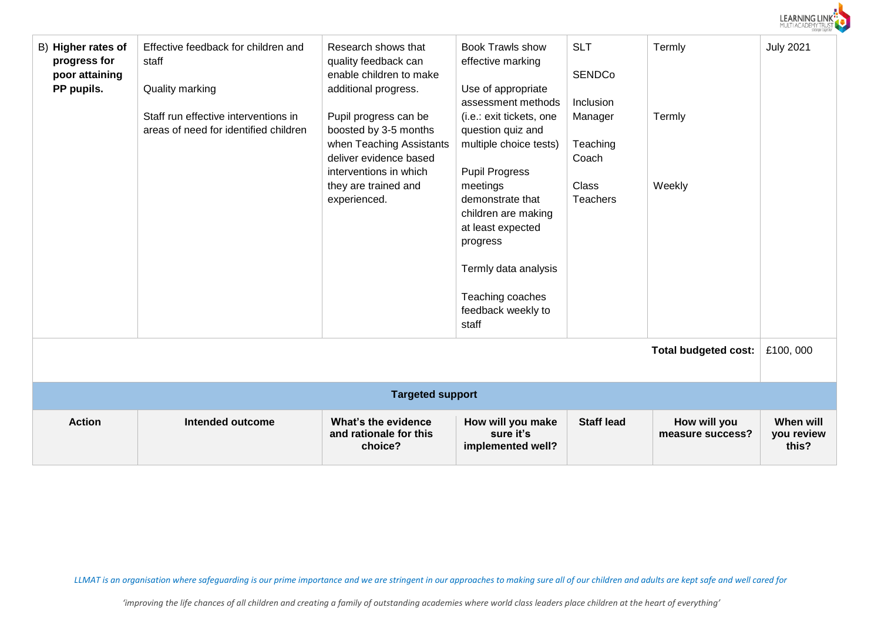| B) **Higher rates of progress for poor attaining PP pupils.** | Effective feedback for children and staff<br><br>Quality marking<br><br>Staff run effective interventions in areas of need for identified children | Research shows that quality feedback can enable children to make additional progress.<br><br>Pupil progress can be boosted by 3-5 months when Teaching Assistants deliver evidence based interventions in which they are trained and experienced. | Book Trawls show effective marking<br><br>Use of appropriate assessment methods (i.e.: exit tickets, one question quiz and multiple choice tests)<br><br>Pupil Progress meetings demonstrate that children are making at least expected progress<br><br>Termly data analysis<br><br>Teaching coaches feedback weekly to staff | SLT<br><br>SENDCo<br><br>Inclusion Manager<br><br>Teaching Coach<br><br>Class Teachers | Termly<br><br>Termly<br><br>Weekly | July 2021 |
|---|---|---|---|---|---|---|
| | | | | | **Total budgeted cost:** | £100, 000 |

**Targeted support**

| Action | Intended outcome | What's the evidence and rationale for this choice? | How will you make sure it's implemented well? | Staff lead | How will you measure success? | When will you review this? |
|---|---|---|---|---|---|---|

*LLMAT is an organisation where safeguarding is our prime importance and we are stringent in our approaches to making sure all of our children and adults are kept safe and well cared for*

*'improving the life chances of all children and creating a family of outstanding academies where world class leaders place children at the heart of everything'*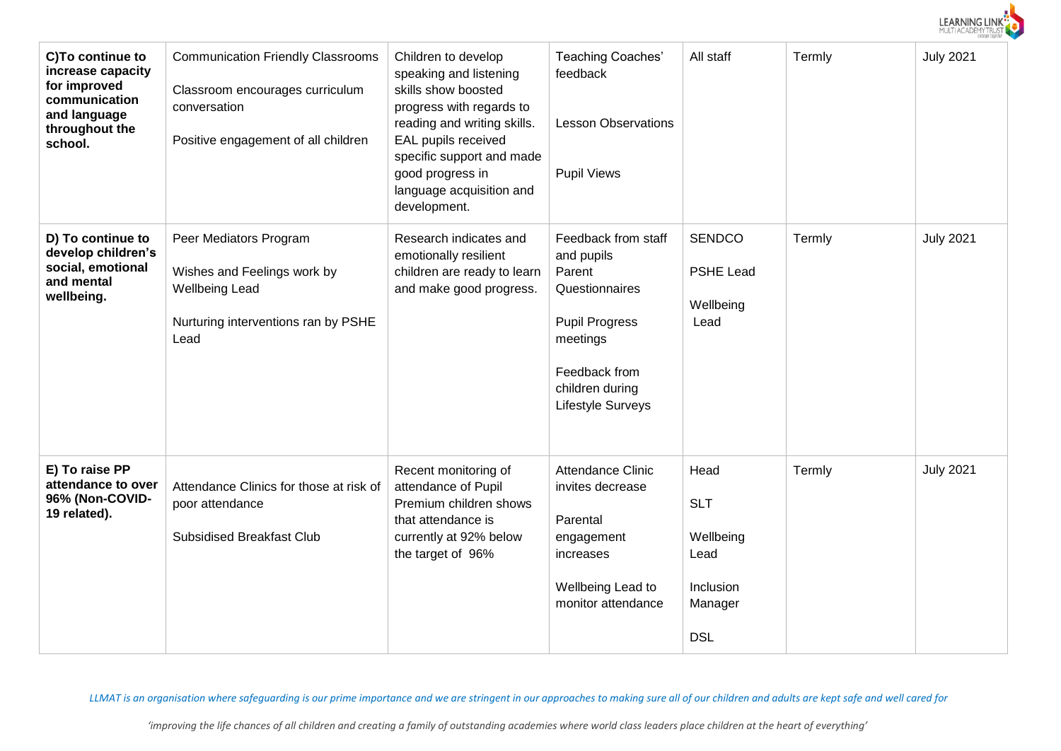| **C)To continue to increase capacity for improved communication and language throughout the school.** | Communication Friendly Classrooms<br><br>Classroom encourages curriculum conversation<br><br>Positive engagement of all children | Children to develop speaking and listening skills show boosted progress with regards to reading and writing skills. EAL pupils received specific support and made good progress in language acquisition and development. | Teaching Coaches' feedback<br><br>Lesson Observations<br><br>Pupil Views | All staff | Termly | July 2021 |
|---|---|---|---|---|---|---|
| **D) To continue to develop children's social, emotional and mental wellbeing.** | Peer Mediators Program<br><br>Wishes and Feelings work by Wellbeing Lead<br><br>Nurturing interventions ran by PSHE Lead | Research indicates and emotionally resilient children are ready to learn and make good progress. | Feedback from staff and pupils<br>Parent Questionnaires<br><br>Pupil Progress meetings<br><br>Feedback from children during Lifestyle Surveys | SENDCO<br><br>PSHE Lead<br><br>Wellbeing Lead | Termly | July 2021 |
| **E) To raise PP attendance to over 96% (Non-COVID-19 related).** | Attendance Clinics for those at risk of poor attendance<br><br>Subsidised Breakfast Club | Recent monitoring of attendance of Pupil Premium children shows that attendance is currently at 92% below the target of 96% | Attendance Clinic invites decrease<br><br>Parental engagement increases<br><br>Wellbeing Lead to monitor attendance | Head<br><br>SLT<br><br>Wellbeing Lead<br><br>Inclusion Manager<br><br>DSL | Termly | July 2021 |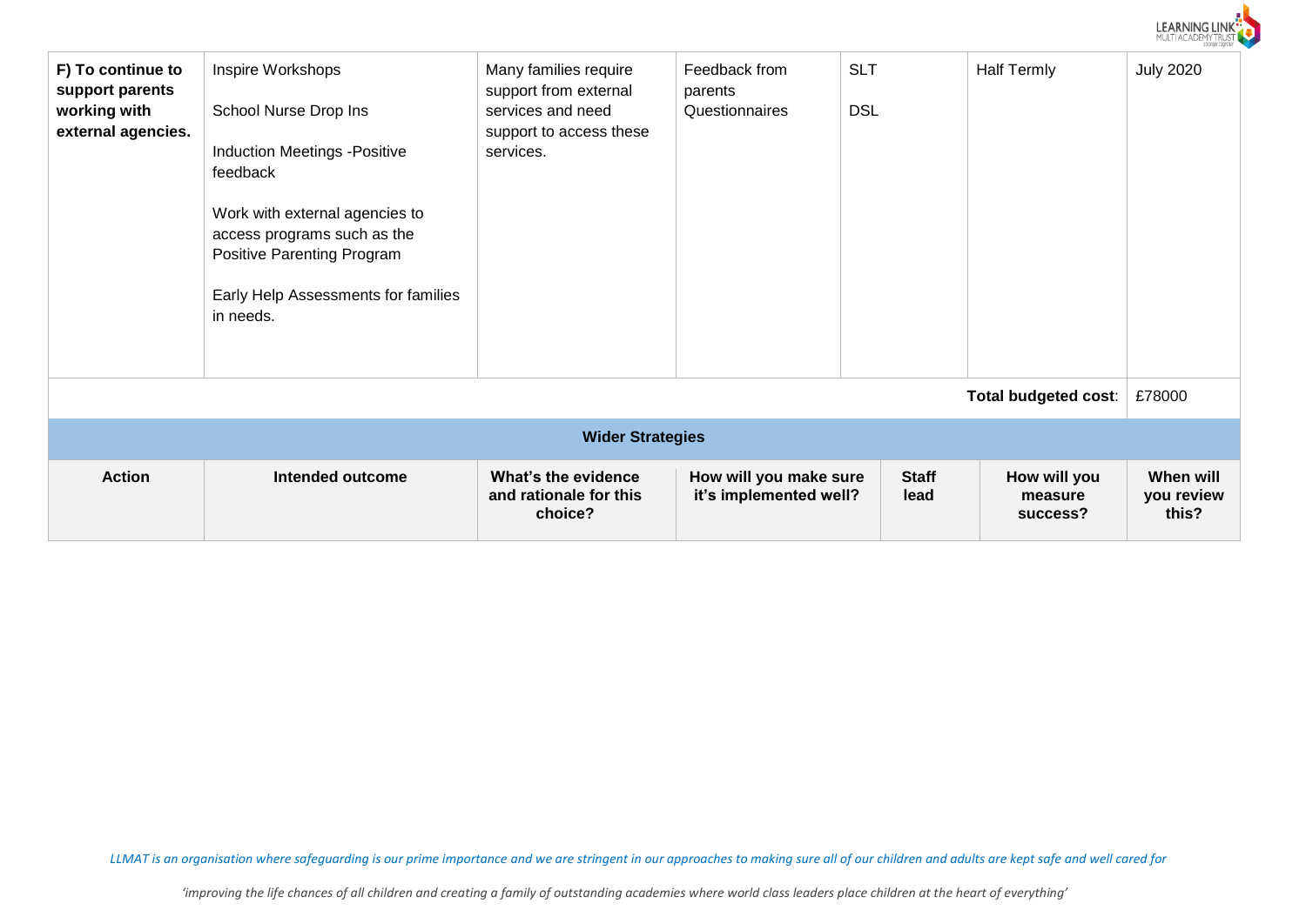| F) To continue to support parents working with external agencies. | Inspire Workshops<br><br>School Nurse Drop Ins<br><br>Induction Meetings -Positive feedback<br><br>Work with external agencies to access programs such as the Positive Parenting Program<br><br>Early Help Assessments for families in needs. | Many families require support from external services and need support to access these services. | Feedback from parents Questionnaires | SLT<br><br>DSL | Half Termly | July 2020 |
|---|---|---|---|---|---|---|
| | | | | | **Total budgeted cost**: | £78000 |

**Wider Strategies**

| Action | Intended outcome | What's the evidence and rationale for this choice? | How will you make sure it's implemented well? | Staff lead | How will you measure success? | When will you review this? |
|---|---|---|---|---|---|---|

*LLMAT is an organisation where safeguarding is our prime importance and we are stringent in our approaches to making sure all of our children and adults are kept safe and well cared for*

*'improving the life chances of all children and creating a family of outstanding academies where world class leaders place children at the heart of everything'*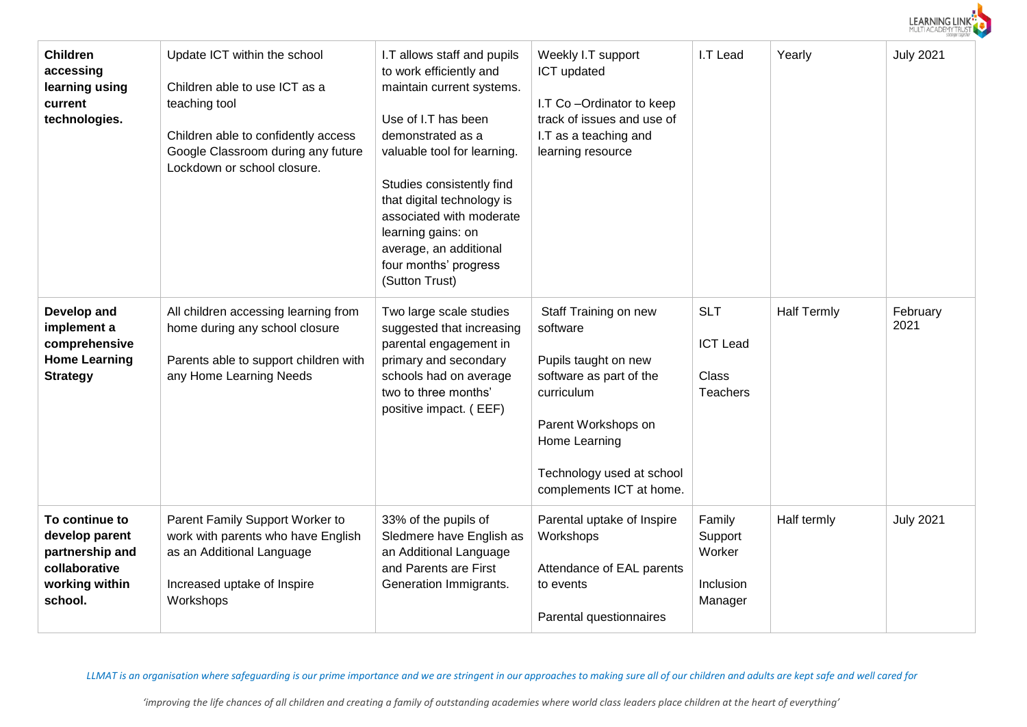| **Children accessing learning using current technologies.** | Update ICT within the school<br><br>Children able to use ICT as a teaching tool<br><br>Children able to confidently access Google Classroom during any future Lockdown or school closure. | I.T allows staff and pupils to work efficiently and maintain current systems.<br><br>Use of I.T has been demonstrated as a valuable tool for learning.<br><br>Studies consistently find that digital technology is associated with moderate learning gains: on average, an additional four months' progress (Sutton Trust) | Weekly I.T support ICT updated<br><br>I.T Co –Ordinator to keep track of issues and use of I.T as a teaching and learning resource | I.T Lead | Yearly | July 2021 |
|---|---|---|---|---|---|---|
| **Develop and implement a comprehensive Home Learning Strategy** | All children accessing learning from home during any school closure<br><br>Parents able to support children with any Home Learning Needs | Two large scale studies suggested that increasing parental engagement in primary and secondary schools had on average two to three months' positive impact. ( EEF) | Staff Training on new software<br><br>Pupils taught on new software as part of the curriculum<br><br>Parent Workshops on Home Learning<br><br>Technology used at school complements ICT at home. | SLT<br><br>ICT Lead<br><br>Class Teachers | Half Termly | February 2021 |
| **To continue to develop parent partnership and collaborative working within school.** | Parent Family Support Worker to work with parents who have English as an Additional Language<br><br>Increased uptake of Inspire Workshops | 33% of the pupils of Sledmere have English as an Additional Language and Parents are First Generation Immigrants. | Parental uptake of Inspire Workshops<br><br>Attendance of EAL parents to events<br><br>Parental questionnaires | Family Support Worker<br><br>Inclusion Manager | Half termly | July 2021 |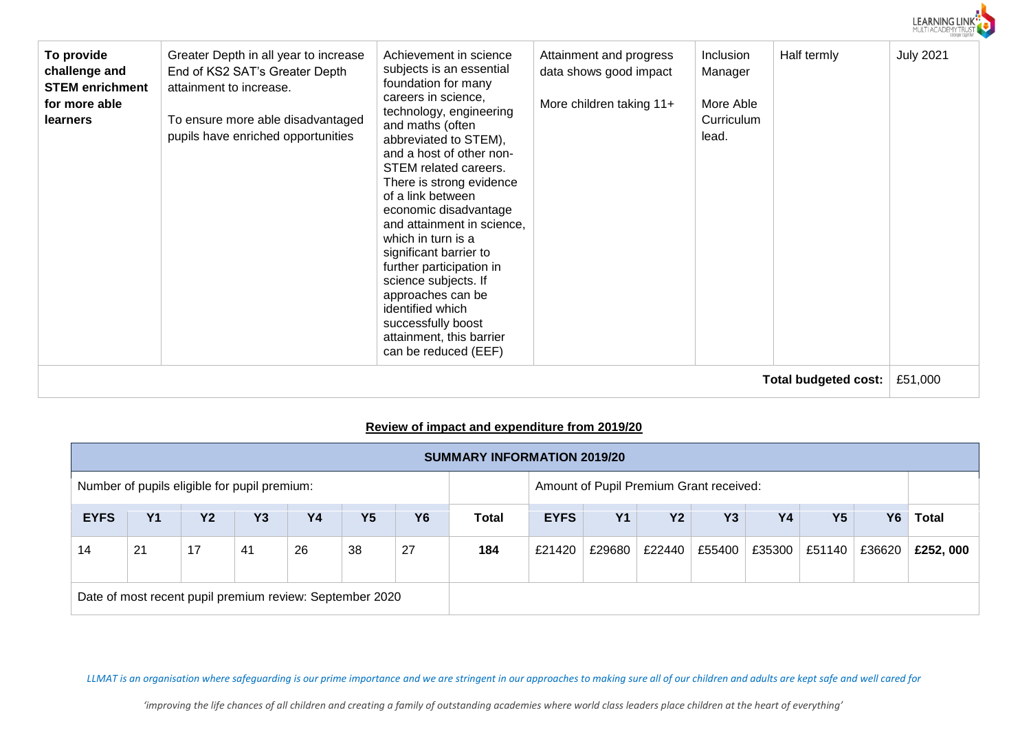| To provide challenge and STEM enrichment for more able learners | Greater Depth in all year to increase End of KS2 SAT's Greater Depth attainment to increase.<br><br>To ensure more able disadvantaged pupils have enriched opportunities | Achievement in science subjects is an essential foundation for many careers in science, technology, engineering and maths (often abbreviated to STEM), and a host of other non-STEM related careers. There is strong evidence of a link between economic disadvantage and attainment in science, which in turn is a significant barrier to further participation in science subjects. If approaches can be identified which successfully boost attainment, this barrier can be reduced (EEF) | Attainment and progress data shows good impact<br><br>More children taking 11+ | Inclusion Manager<br><br>More Able Curriculum lead. | Half termly | July 2021 |
|---|---|---|---|---|---|---|
| | | | | | **Total budgeted cost:** | £51,000 |

## Review of impact and expenditure from 2019/20

| **SUMMARY INFORMATION 2019/20** | | | | | | | | | | | | | | | |
|---|---|---|---|---|---|---|---|---|---|---|---|---|---|---|---|
| Number of pupils eligible for pupil premium: | | | | | | | | Amount of Pupil Premium Grant received: | | | | | | | |
| **EYFS** | **Y1** | **Y2** | **Y3** | **Y4** | **Y5** | **Y6** | **Total** | **EYFS** | **Y1** | **Y2** | **Y3** | **Y4** | **Y5** | **Y6** | **Total** |
| 14 | 21 | 17 | 41 | 26 | 38 | 27 | **184** | £21420 | £29680 | £22440 | £55400 | £35300 | £51140 | £36620 | **£252, 000** |
| Date of most recent pupil premium review: September 2020 | | | | | | | | | | | | | | | |

*LLMAT is an organisation where safeguarding is our prime importance and we are stringent in our approaches to making sure all of our children and adults are kept safe and well cared for*

*'improving the life chances of all children and creating a family of outstanding academies where world class leaders place children at the heart of everything'*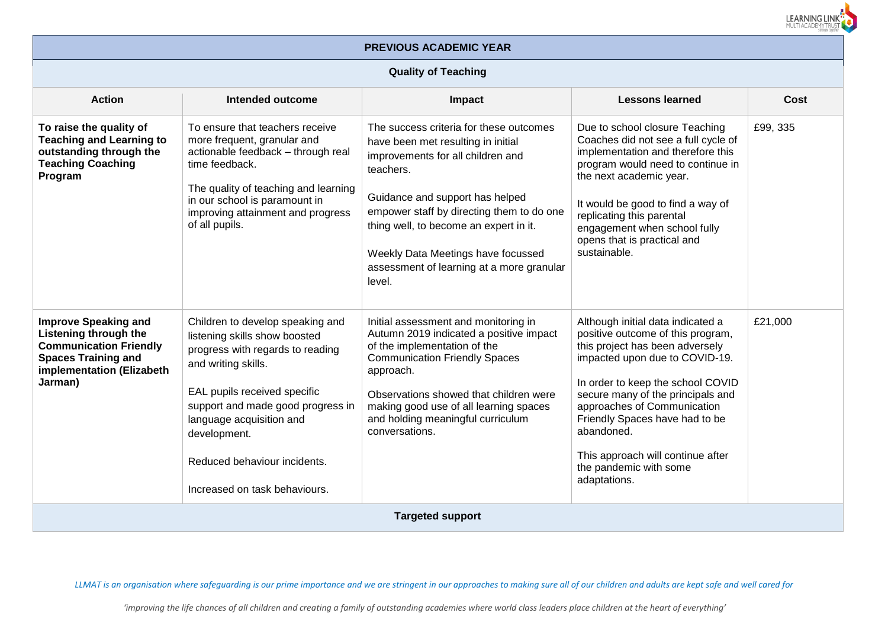| PREVIOUS ACADEMIC YEAR | | | | |
|---|---|---|---|---|
| **Quality of Teaching** | | | | |
| **Action** | **Intended outcome** | **Impact** | **Lessons learned** | **Cost** |
| **To raise the quality of Teaching and Learning to outstanding through the Teaching Coaching Program** | To ensure that teachers receive more frequent, granular and actionable feedback – through real time feedback.<br><br>The quality of teaching and learning in our school is paramount in improving attainment and progress of all pupils. | The success criteria for these outcomes have been met resulting in initial improvements for all children and teachers.<br><br>Guidance and support has helped empower staff by directing them to do one thing well, to become an expert in it.<br><br>Weekly Data Meetings have focussed assessment of learning at a more granular level. | Due to school closure Teaching Coaches did not see a full cycle of implementation and therefore this program would need to continue in the next academic year.<br><br>It would be good to find a way of replicating this parental engagement when school fully opens that is practical and sustainable. | £99, 335 |
| **Improve Speaking and Listening through the Communication Friendly Spaces Training and implementation (Elizabeth Jarman)** | Children to develop speaking and listening skills show boosted progress with regards to reading and writing skills.<br><br>EAL pupils received specific support and made good progress in language acquisition and development.<br><br>Reduced behaviour incidents.<br><br>Increased on task behaviours. | Initial assessment and monitoring in Autumn 2019 indicated a positive impact of the implementation of the Communication Friendly Spaces approach.<br><br>Observations showed that children were making good use of all learning spaces and holding meaningful curriculum conversations. | Although initial data indicated a positive outcome of this program, this project has been adversely impacted upon due to COVID-19.<br><br>In order to keep the school COVID secure many of the principals and approaches of Communication Friendly Spaces have had to be abandoned.<br><br>This approach will continue after the pandemic with some adaptations. | £21,000 |
| **Targeted support** | | | | |

*LLMAT is an organisation where safeguarding is our prime importance and we are stringent in our approaches to making sure all of our children and adults are kept safe and well cared for*

*'improving the life chances of all children and creating a family of outstanding academies where world class leaders place children at the heart of everything'*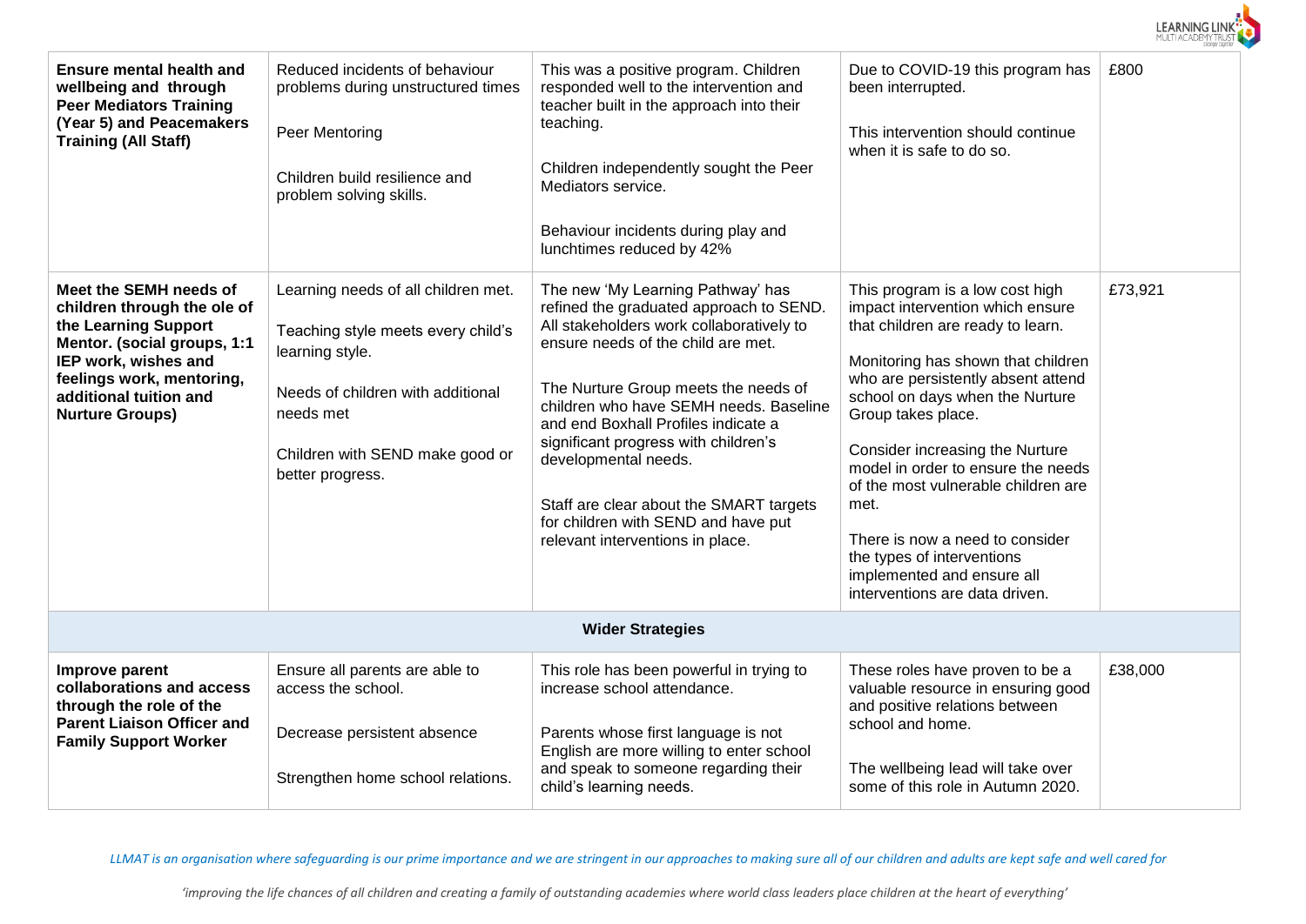| | | | | |
|---|---|---|---|---|
| **Ensure mental health and wellbeing and through Peer Mediators Training (Year 5) and Peacemakers Training (All Staff)** | Reduced incidents of behaviour problems during unstructured times<br><br>Peer Mentoring<br><br>Children build resilience and problem solving skills. | This was a positive program. Children responded well to the intervention and teacher built in the approach into their teaching.<br><br>Children independently sought the Peer Mediators service.<br><br>Behaviour incidents during play and lunchtimes reduced by 42% | Due to COVID-19 this program has been interrupted.<br><br>This intervention should continue when it is safe to do so. | £800 |
| **Meet the SEMH needs of children through the ole of the Learning Support Mentor. (social groups, 1:1 IEP work, wishes and feelings work, mentoring, additional tuition and Nurture Groups)** | Learning needs of all children met.<br><br>Teaching style meets every child's learning style.<br><br>Needs of children with additional needs met<br><br>Children with SEND make good or better progress. | The new 'My Learning Pathway' has refined the graduated approach to SEND. All stakeholders work collaboratively to ensure needs of the child are met.<br><br>The Nurture Group meets the needs of children who have SEMH needs. Baseline and end Boxhall Profiles indicate a significant progress with children's developmental needs.<br><br>Staff are clear about the SMART targets for children with SEND and have put relevant interventions in place. | This program is a low cost high impact intervention which ensure that children are ready to learn.<br><br>Monitoring has shown that children who are persistently absent attend school on days when the Nurture Group takes place.<br><br>Consider increasing the Nurture model in order to ensure the needs of the most vulnerable children are met.<br><br>There is now a need to consider the types of interventions implemented and ensure all interventions are data driven. | £73,921 |
| **Wider Strategies** | | | | |
| **Improve parent collaborations and access through the role of the Parent Liaison Officer and Family Support Worker** | Ensure all parents are able to access the school.<br><br>Decrease persistent absence<br><br>Strengthen home school relations. | This role has been powerful in trying to increase school attendance.<br><br>Parents whose first language is not English are more willing to enter school and speak to someone regarding their child's learning needs. | These roles have proven to be a valuable resource in ensuring good and positive relations between school and home.<br><br>The wellbeing lead will take over some of this role in Autumn 2020. | £38,000 |

*LLMAT is an organisation where safeguarding is our prime importance and we are stringent in our approaches to making sure all of our children and adults are kept safe and well cared for*

*'improving the life chances of all children and creating a family of outstanding academies where world class leaders place children at the heart of everything'*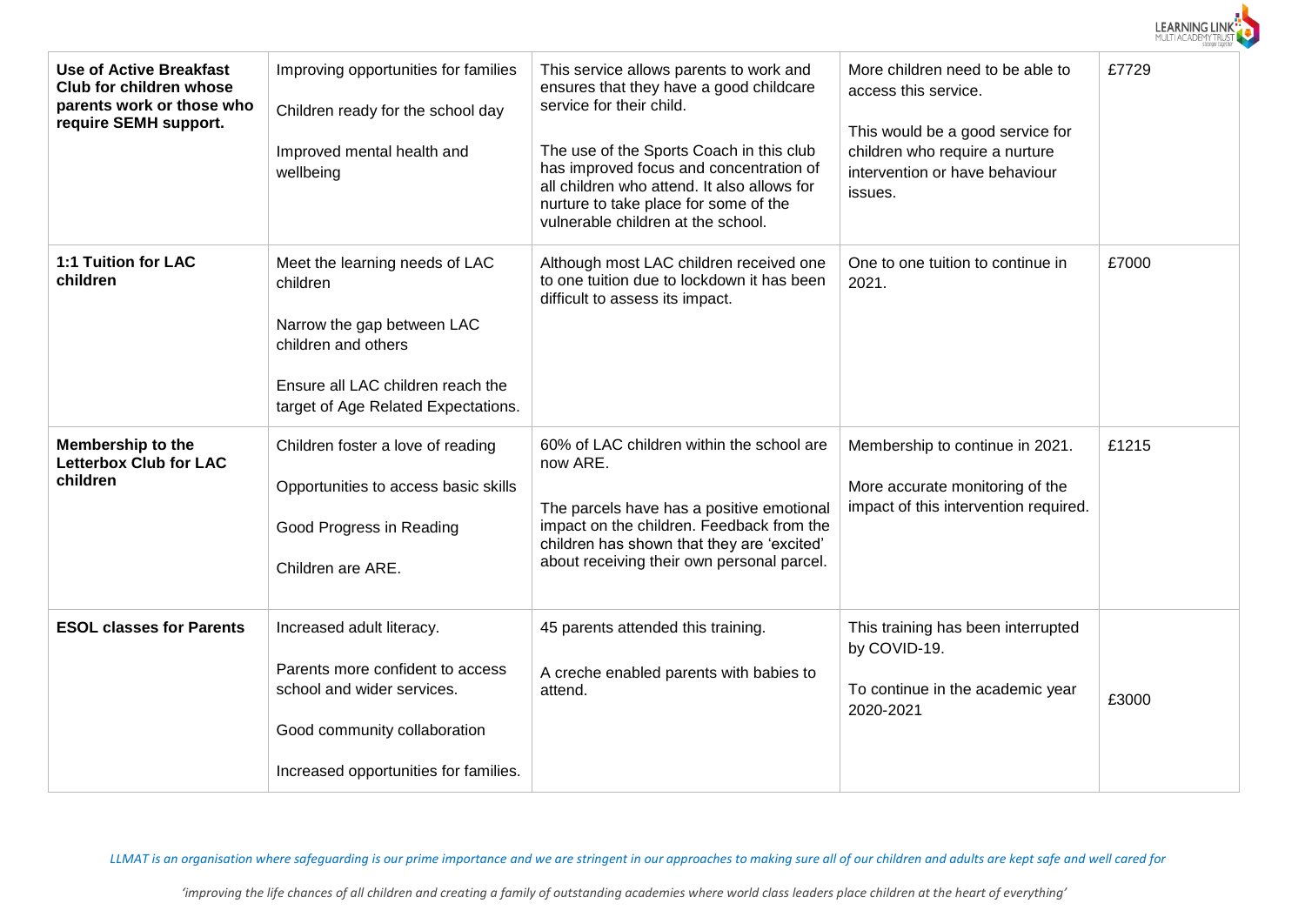| | | | | |
|---|---|---|---|---|
| **Use of Active Breakfast Club for children whose parents work or those who require SEMH support.** | Improving opportunities for families<br><br>Children ready for the school day<br><br>Improved mental health and wellbeing | This service allows parents to work and ensures that they have a good childcare service for their child.<br><br>The use of the Sports Coach in this club has improved focus and concentration of all children who attend. It also allows for nurture to take place for some of the vulnerable children at the school. | More children need to be able to access this service.<br><br>This would be a good service for children who require a nurture intervention or have behaviour issues. | £7729 |
| **1:1 Tuition for LAC children** | Meet the learning needs of LAC children<br><br>Narrow the gap between LAC children and others<br><br>Ensure all LAC children reach the target of Age Related Expectations. | Although most LAC children received one to one tuition due to lockdown it has been difficult to assess its impact. | One to one tuition to continue in 2021. | £7000 |
| **Membership to the Letterbox Club for LAC children** | Children foster a love of reading<br><br>Opportunities to access basic skills<br><br>Good Progress in Reading<br><br>Children are ARE. | 60% of LAC children within the school are now ARE.<br><br>The parcels have has a positive emotional impact on the children. Feedback from the children has shown that they are 'excited' about receiving their own personal parcel. | Membership to continue in 2021.<br><br>More accurate monitoring of the impact of this intervention required. | £1215 |
| **ESOL classes for Parents** | Increased adult literacy.<br><br>Parents more confident to access school and wider services.<br><br>Good community collaboration<br><br>Increased opportunities for families. | 45 parents attended this training.<br><br>A creche enabled parents with babies to attend. | This training has been interrupted by COVID-19.<br><br>To continue in the academic year 2020-2021 | £3000 |